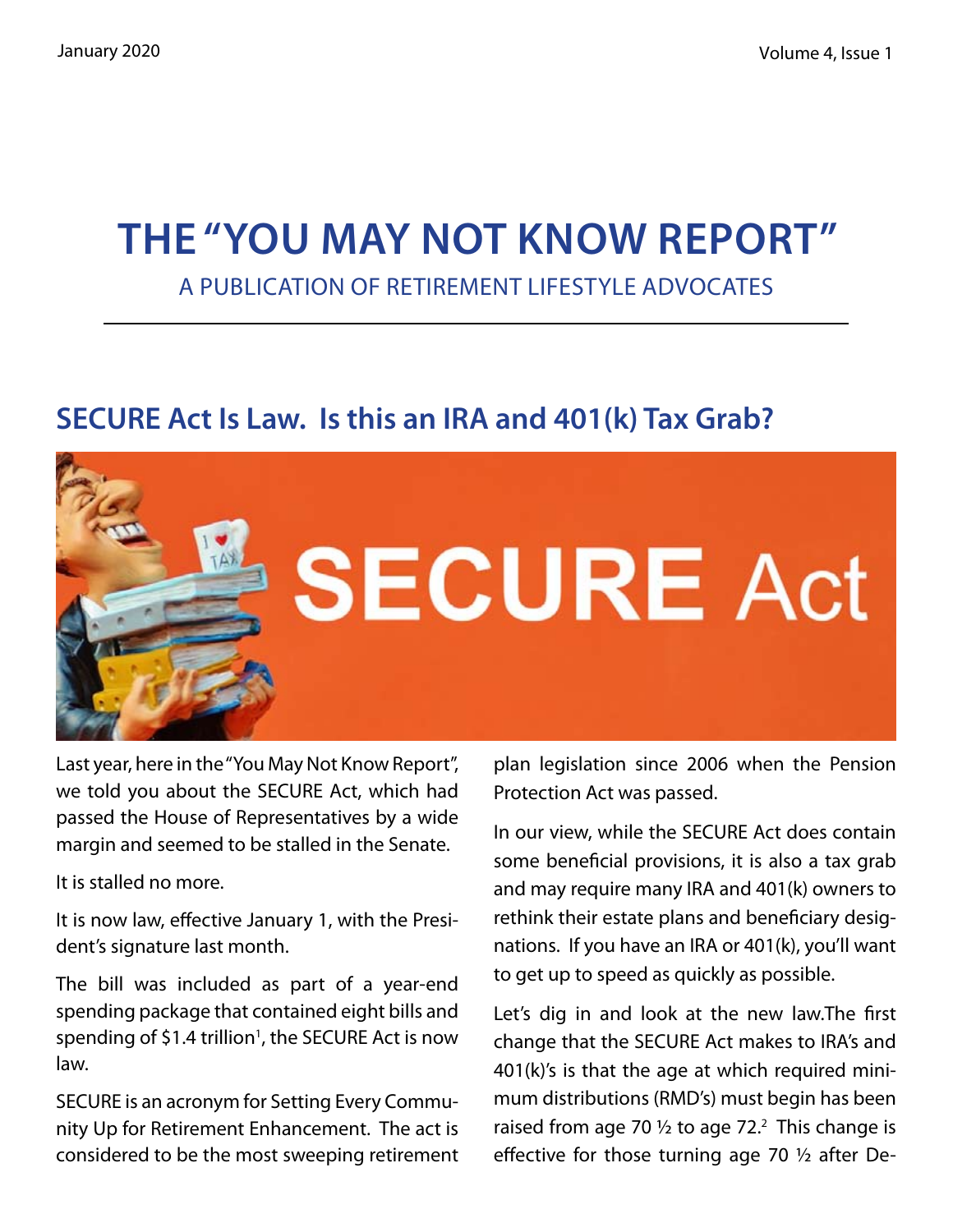# THE "YOU MAY NOT KNOW REPORT"

A PUBLICATION OF RETIREMENT LIFESTYLE ADVOCATES

## SECURE Act Is Law. Is this an IRA and 401(k) Tax Grab?

Last year, here in the "You May Not Know Report", we told you about the SECURE Act, which had passed the House of Representatives by a wide margin and seemed to be stalled in the Senate.

It is stalled no more.

It is now law, effective January 1, with the President's signature last month.

The bill was included as part of a year-end spending package that contained eight bills and spending of $1.4 trillion[1], the SECURE Act is now law.

SECURE is an acronym for Setting Every Community Up for Retirement Enhancement. The act is considered to be the most sweeping retirement plan legislation since 2006 when the Pension Protection Act was passed.

In our view, while the SECURE Act does contain some beneficial provisions, it is also a tax grab and may require many IRA and 401(k) owners to rethink their estate plans and beneficiary designations. If you have an IRA or 401(k), you'll want to get up to speed as quickly as possible.

Let's dig in and look at the new law.The first change that the SECURE Act makes to IRA's and 401(k)'s is that the age at which required minimum distributions (RMD's) must begin has been raised from age 70 ½ to age 72.[2] This change is effective for those turning age 70 ½ after De-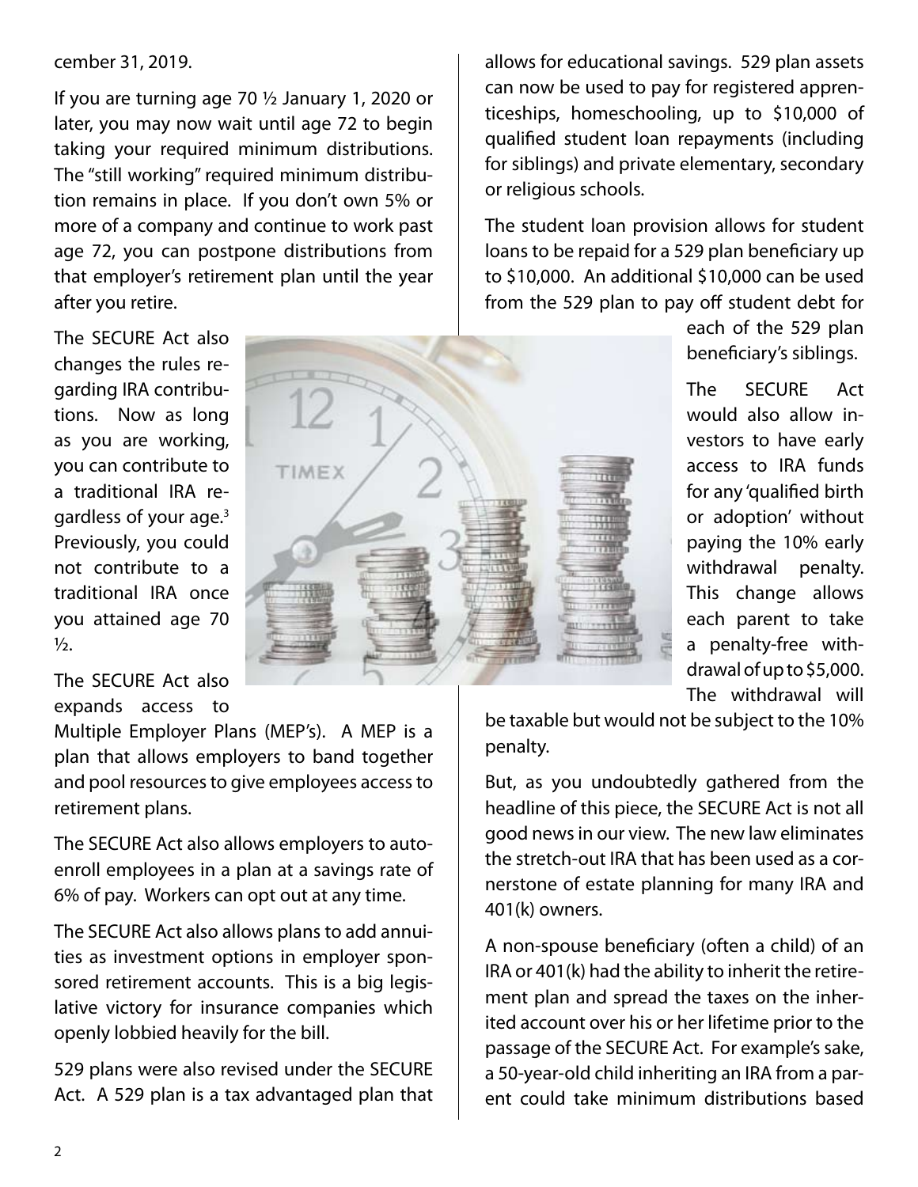cember 31, 2019.

If you are turning age 70 ½ January 1, 2020 or later, you may now wait until age 72 to begin taking your required minimum distributions. The "still working" required minimum distribution remains in place. If you don't own 5% or more of a company and continue to work past age 72, you can postpone distributions from that employer's retirement plan until the year after you retire.

The SECURE Act also changes the rules regarding IRA contributions. Now as long as you are working, you can contribute to a traditional IRA regardless of your age.[3] Previously, you could not contribute to a traditional IRA once you attained age 70 ½.

The SECURE Act also expands access to Multiple Employer Plans (MEP's). A MEP is a plan that allows employers to band together and pool resources to give employees access to retirement plans.

The SECURE Act also allows employers to auto-enroll employees in a plan at a savings rate of 6% of pay. Workers can opt out at any time.

The SECURE Act also allows plans to add annuities as investment options in employer sponsored retirement accounts. This is a big legislative victory for insurance companies which openly lobbied heavily for the bill.

529 plans were also revised under the SECURE Act. A 529 plan is a tax advantaged plan that allows for educational savings. 529 plan assets can now be used to pay for registered apprenticeships, homeschooling, up to $10,000 of qualified student loan repayments (including for siblings) and private elementary, secondary or religious schools.

The student loan provision allows for student loans to be repaid for a 529 plan beneficiary up to $10,000. An additional $10,000 can be used from the 529 plan to pay off student debt for each of the 529 plan beneficiary's siblings.

The SECURE Act would also allow investors to have early access to IRA funds for any 'qualified birth or adoption' without paying the 10% early withdrawal penalty. This change allows each parent to take a penalty-free withdrawal of up to $5,000. The withdrawal will be taxable but would not be subject to the 10% penalty.

But, as you undoubtedly gathered from the headline of this piece, the SECURE Act is not all good news in our view. The new law eliminates the stretch-out IRA that has been used as a cornerstone of estate planning for many IRA and 401(k) owners.

A non-spouse beneficiary (often a child) of an IRA or 401(k) had the ability to inherit the retirement plan and spread the taxes on the inherited account over his or her lifetime prior to the passage of the SECURE Act. For example's sake, a 50-year-old child inheriting an IRA from a parent could take minimum distributions based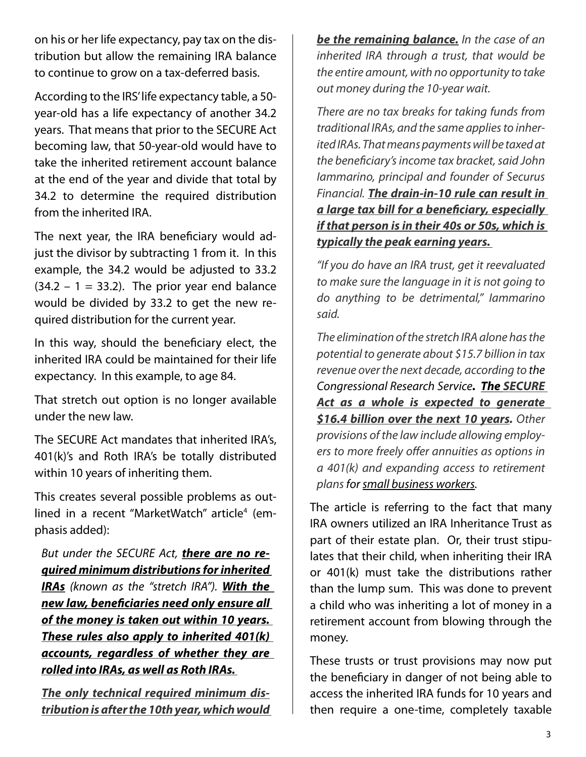on his or her life expectancy, pay tax on the distribution but allow the remaining IRA balance to continue to grow on a tax-deferred basis.

According to the IRS' life expectancy table, a 50-year-old has a life expectancy of another 34.2 years. That means that prior to the SECURE Act becoming law, that 50-year-old would have to take the inherited retirement account balance at the end of the year and divide that total by 34.2 to determine the required distribution from the inherited IRA.

The next year, the IRA beneficiary would adjust the divisor by subtracting 1 from it. In this example, the 34.2 would be adjusted to 33.2 (34.2 – 1 = 33.2). The prior year end balance would be divided by 33.2 to get the new required distribution for the current year.

In this way, should the beneficiary elect, the inherited IRA could be maintained for their life expectancy. In this example, to age 84.

That stretch out option is no longer available under the new law.

The SECURE Act mandates that inherited IRA's, 401(k)'s and Roth IRA's be totally distributed within 10 years of inheriting them.

This creates several possible problems as outlined in a recent "MarketWatch" article[4] (emphasis added):

> *But under the SECURE Act, **there are no required minimum distributions for inherited IRAs** (known as the "stretch IRA"). **With the new law, beneficiaries need only ensure all of the money is taken out within 10 years. These rules also apply to inherited 401(k) accounts, regardless of whether they are rolled into IRAs, as well as Roth IRAs.***
>
> ***The only technical required minimum distribution is after the 10th year, which would be the remaining balance.** In the case of an inherited IRA through a trust, that would be the entire amount, with no opportunity to take out money during the 10-year wait.*
>
> *There are no tax breaks for taking funds from traditional IRAs, and the same applies to inherited IRAs. That means payments will be taxed at the beneficiary's income tax bracket, said John Iammarino, principal and founder of Securus Financial. **The drain-in-10 rule can result in a large tax bill for a beneficiary, especially if that person is in their 40s or 50s, which is typically the peak earning years.***
>
> *"If you do have an IRA trust, get it reevaluated to make sure the language in it is not going to do anything to be detrimental," Iammarino said.*
>
> *The elimination of the stretch IRA alone has the potential to generate about $15.7 billion in tax revenue over the next decade, according to the Congressional Research Service. **The SECURE Act as a whole is expected to generate $16.4 billion over the next 10 years.** Other provisions of the law include allowing employers to more freely offer annuities as options in a 401(k) and expanding access to retirement plans for small business workers.*

The article is referring to the fact that many IRA owners utilized an IRA Inheritance Trust as part of their estate plan. Or, their trust stipulates that their child, when inheriting their IRA or 401(k) must take the distributions rather than the lump sum. This was done to prevent a child who was inheriting a lot of money in a retirement account from blowing through the money.

These trusts or trust provisions may now put the beneficiary in danger of not being able to access the inherited IRA funds for 10 years and then require a one-time, completely taxable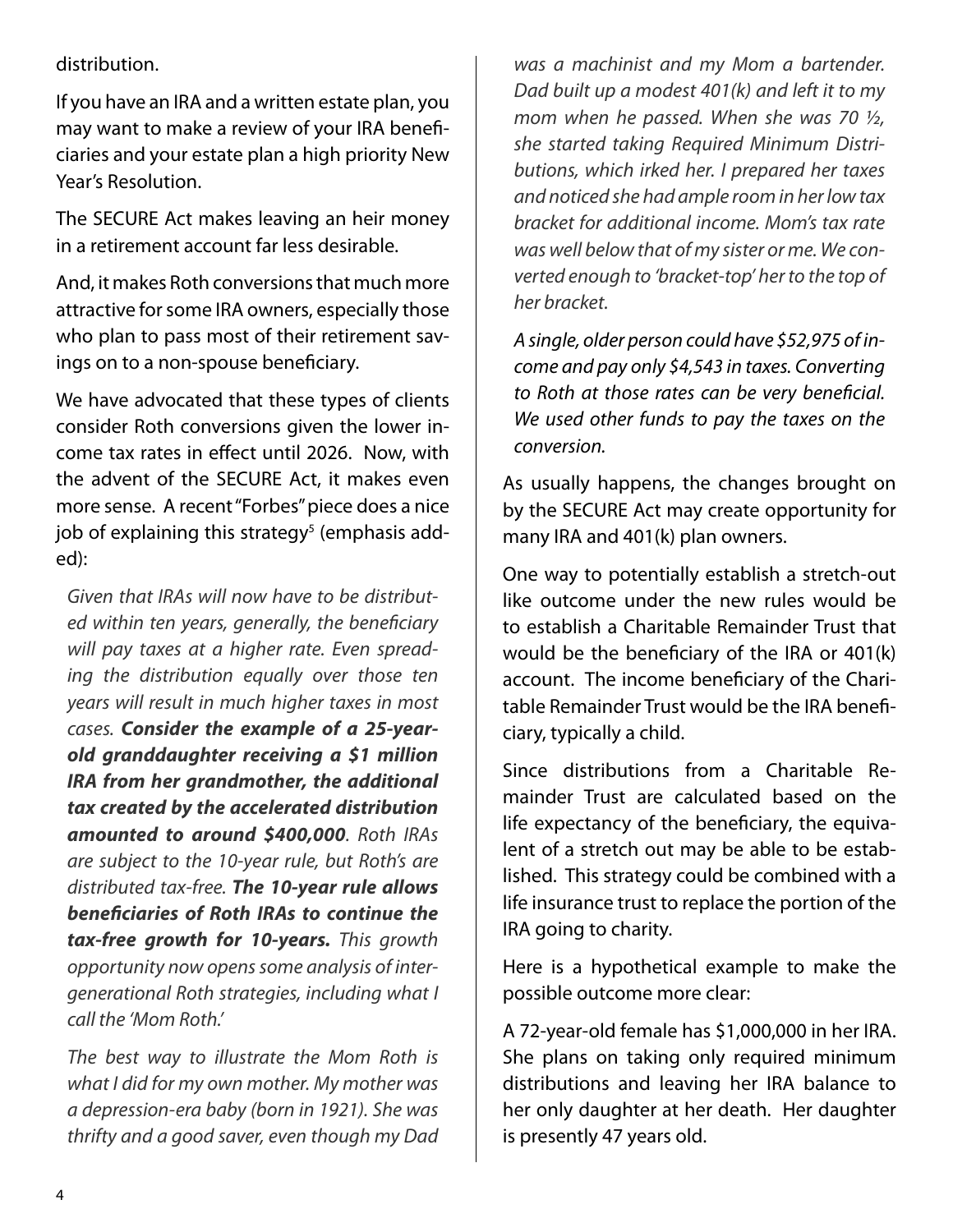distribution.

If you have an IRA and a written estate plan, you may want to make a review of your IRA beneficiaries and your estate plan a high priority New Year's Resolution.

The SECURE Act makes leaving an heir money in a retirement account far less desirable.

And, it makes Roth conversions that much more attractive for some IRA owners, especially those who plan to pass most of their retirement savings on to a non-spouse beneficiary.

We have advocated that these types of clients consider Roth conversions given the lower income tax rates in effect until 2026. Now, with the advent of the SECURE Act, it makes even more sense. A recent "Forbes" piece does a nice job of explaining this strategy[5] (emphasis added):

> *Given that IRAs will now have to be distributed within ten years, generally, the beneficiary will pay taxes at a higher rate. Even spreading the distribution equally over those ten years will result in much higher taxes in most cases.* ***Consider the example of a 25-year-old granddaughter receiving a $1 million IRA from her grandmother, the additional tax created by the accelerated distribution amounted to around $400,000****. Roth IRAs are subject to the 10-year rule, but Roth's are distributed tax-free.* ***The 10-year rule allows beneficiaries of Roth IRAs to continue the tax-free growth for 10-years.*** *This growth opportunity now opens some analysis of intergenerational Roth strategies, including what I call the 'Mom Roth.'*
>
> *The best way to illustrate the Mom Roth is what I did for my own mother. My mother was a depression-era baby (born in 1921). She was thrifty and a good saver, even though my Dad was a machinist and my Mom a bartender. Dad built up a modest 401(k) and left it to my mom when he passed. When she was 70 ½, she started taking Required Minimum Distributions, which irked her. I prepared her taxes and noticed she had ample room in her low tax bracket for additional income. Mom's tax rate was well below that of my sister or me. We converted enough to 'bracket-top' her to the top of her bracket.*
>
> *A single, older person could have $52,975 of income and pay only $4,543 in taxes. Converting to Roth at those rates can be very beneficial. We used other funds to pay the taxes on the conversion.*

As usually happens, the changes brought on by the SECURE Act may create opportunity for many IRA and 401(k) plan owners.

One way to potentially establish a stretch-out like outcome under the new rules would be to establish a Charitable Remainder Trust that would be the beneficiary of the IRA or 401(k) account. The income beneficiary of the Charitable Remainder Trust would be the IRA beneficiary, typically a child.

Since distributions from a Charitable Remainder Trust are calculated based on the life expectancy of the beneficiary, the equivalent of a stretch out may be able to be established. This strategy could be combined with a life insurance trust to replace the portion of the IRA going to charity.

Here is a hypothetical example to make the possible outcome more clear:

A 72-year-old female has $1,000,000 in her IRA. She plans on taking only required minimum distributions and leaving her IRA balance to her only daughter at her death. Her daughter is presently 47 years old.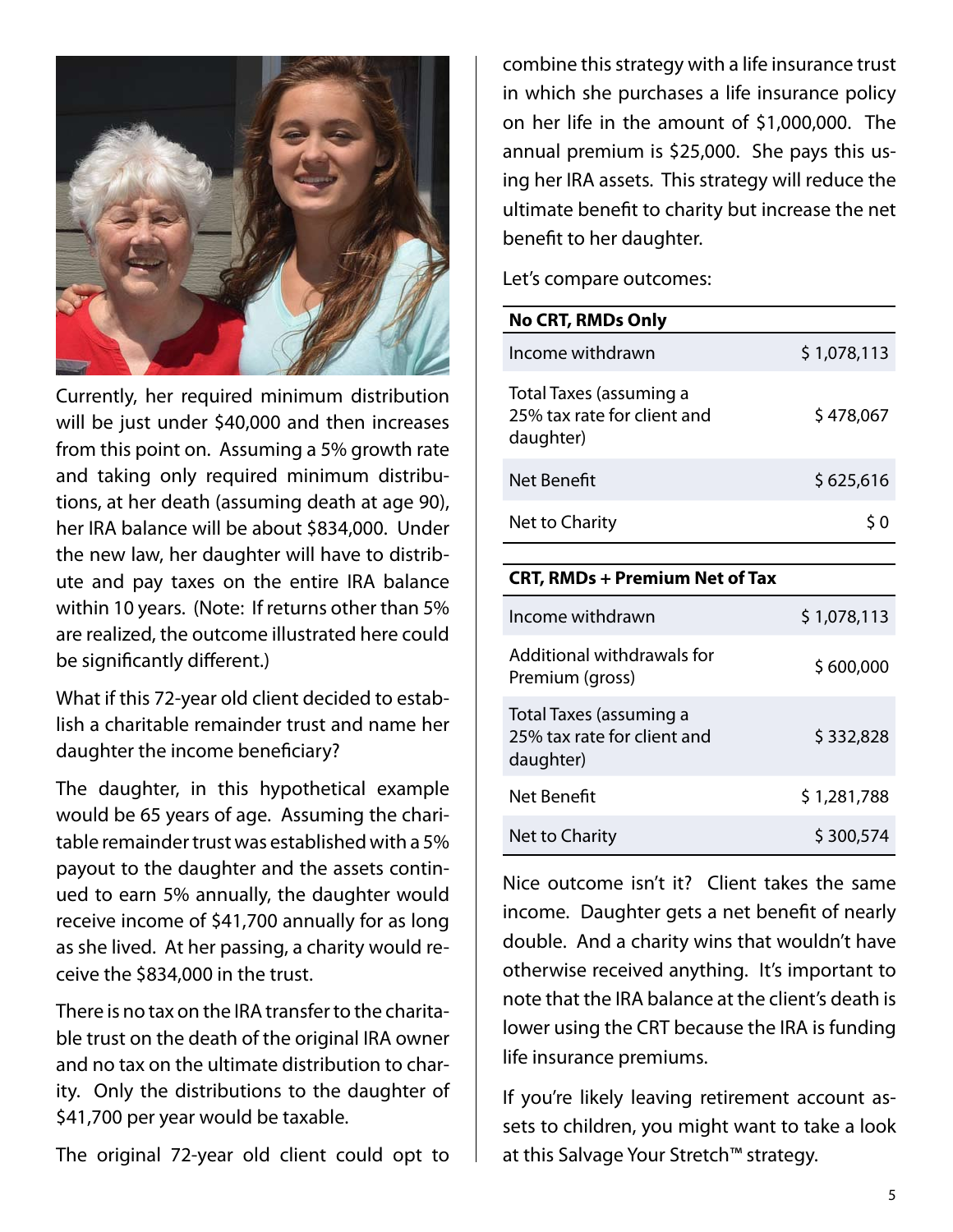Currently, her required minimum distribution will be just under $40,000 and then increases from this point on. Assuming a 5% growth rate and taking only required minimum distributions, at her death (assuming death at age 90), her IRA balance will be about $834,000. Under the new law, her daughter will have to distribute and pay taxes on the entire IRA balance within 10 years. (Note: If returns other than 5% are realized, the outcome illustrated here could be significantly different.)

What if this 72-year old client decided to establish a charitable remainder trust and name her daughter the income beneficiary?

The daughter, in this hypothetical example would be 65 years of age. Assuming the charitable remainder trust was established with a 5% payout to the daughter and the assets continued to earn 5% annually, the daughter would receive income of $41,700 annually for as long as she lived. At her passing, a charity would receive the $834,000 in the trust.

There is no tax on the IRA transfer to the charitable trust on the death of the original IRA owner and no tax on the ultimate distribution to charity. Only the distributions to the daughter of $41,700 per year would be taxable.

The original 72-year old client could opt to combine this strategy with a life insurance trust in which she purchases a life insurance policy on her life in the amount of $1,000,000. The annual premium is $25,000. She pays this using her IRA assets. This strategy will reduce the ultimate benefit to charity but increase the net benefit to her daughter.

Let's compare outcomes:

| No CRT, RMDs Only | |
|---|---|
| Income withdrawn | $ 1,078,113 |
| Total Taxes (assuming a 25% tax rate for client and daughter) | $ 478,067 |
| Net Benefit | $ 625,616 |
| Net to Charity | $ 0 |

| CRT, RMDs + Premium Net of Tax | |
|---|---|
| Income withdrawn | $ 1,078,113 |
| Additional withdrawals for Premium (gross) | $ 600,000 |
| Total Taxes (assuming a 25% tax rate for client and daughter) | $ 332,828 |
| Net Benefit | $ 1,281,788 |
| Net to Charity | $ 300,574 |

Nice outcome isn't it? Client takes the same income. Daughter gets a net benefit of nearly double. And a charity wins that wouldn't have otherwise received anything. It's important to note that the IRA balance at the client's death is lower using the CRT because the IRA is funding life insurance premiums.

If you're likely leaving retirement account assets to children, you might want to take a look at this Salvage Your Stretch™ strategy.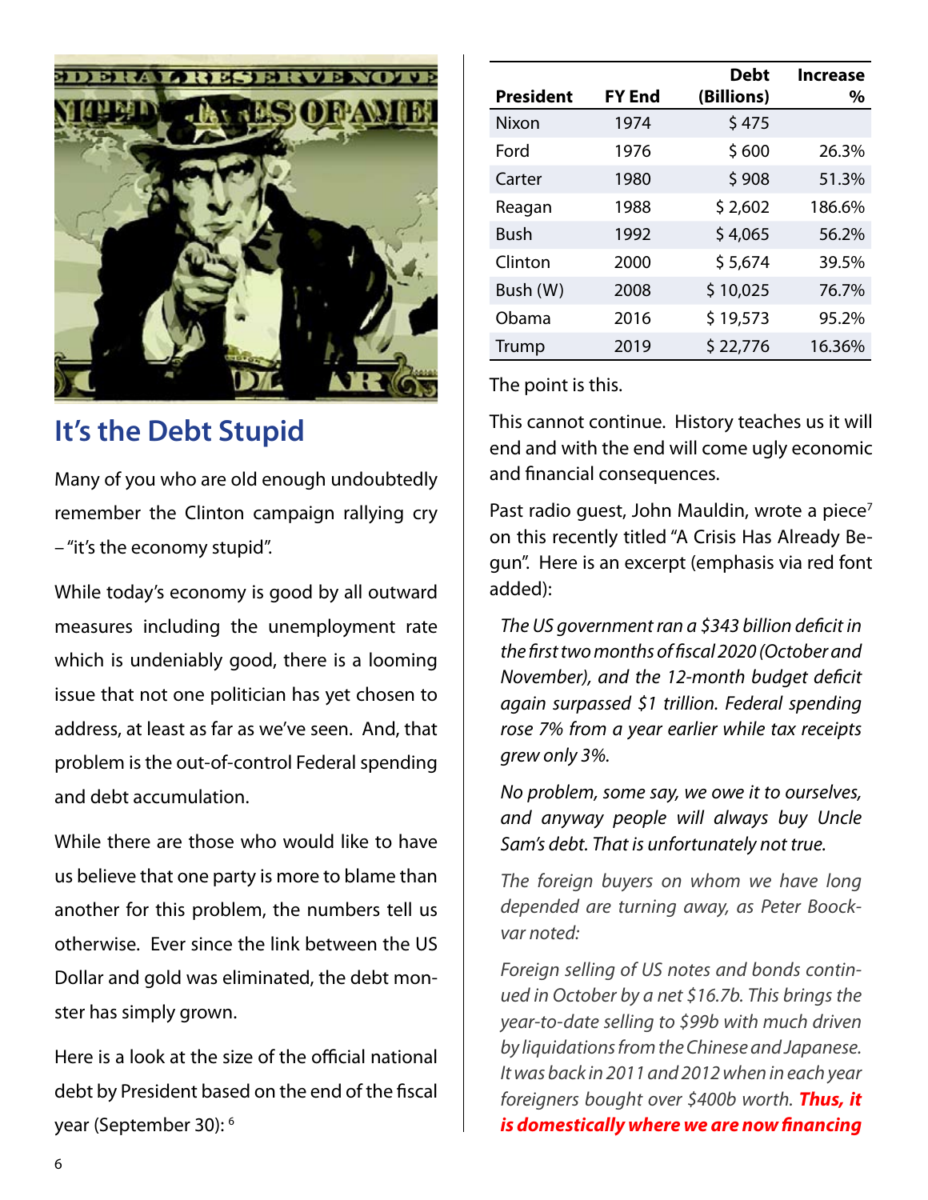## It's the Debt Stupid

Many of you who are old enough undoubtedly remember the Clinton campaign rallying cry – "it's the economy stupid".

While today's economy is good by all outward measures including the unemployment rate which is undeniably good, there is a looming issue that not one politician has yet chosen to address, at least as far as we've seen. And, that problem is the out-of-control Federal spending and debt accumulation.

While there are those who would like to have us believe that one party is more to blame than another for this problem, the numbers tell us otherwise. Ever since the link between the US Dollar and gold was eliminated, the debt monster has simply grown.

Here is a look at the size of the official national debt by President based on the end of the fiscal year (September 30): [6]

| President | FY End | Debt (Billions) | Increase % |
|---|---|---|---|
| Nixon | 1974 | $ 475 | |
| Ford | 1976 | $ 600 | 26.3% |
| Carter | 1980 | $ 908 | 51.3% |
| Reagan | 1988 | $ 2,602 | 186.6% |
| Bush | 1992 | $ 4,065 | 56.2% |
| Clinton | 2000 | $ 5,674 | 39.5% |
| Bush (W) | 2008 | $ 10,025 | 76.7% |
| Obama | 2016 | $ 19,573 | 95.2% |
| Trump | 2019 | $ 22,776 | 16.36% |

The point is this.

This cannot continue. History teaches us it will end and with the end will come ugly economic and financial consequences.

Past radio guest, John Mauldin, wrote a piece[7] on this recently titled "A Crisis Has Already Begun". Here is an excerpt (emphasis via red font added):

> *The US government ran a $343 billion deficit in the first two months of fiscal 2020 (October and November), and the 12-month budget deficit again surpassed $1 trillion. Federal spending rose 7% from a year earlier while tax receipts grew only 3%.*
>
> *No problem, some say, we owe it to ourselves, and anyway people will always buy Uncle Sam's debt. That is unfortunately not true.*
>
> *The foreign buyers on whom we have long depended are turning away, as Peter Boockvar noted:*
>
> *Foreign selling of US notes and bonds continued in October by a net $16.7b. This brings the year-to-date selling to $99b with much driven by liquidations from the Chinese and Japanese. It was back in 2011 and 2012 when in each year foreigners bought over $400b worth.* ***Thus, it is domestically where we are now financing***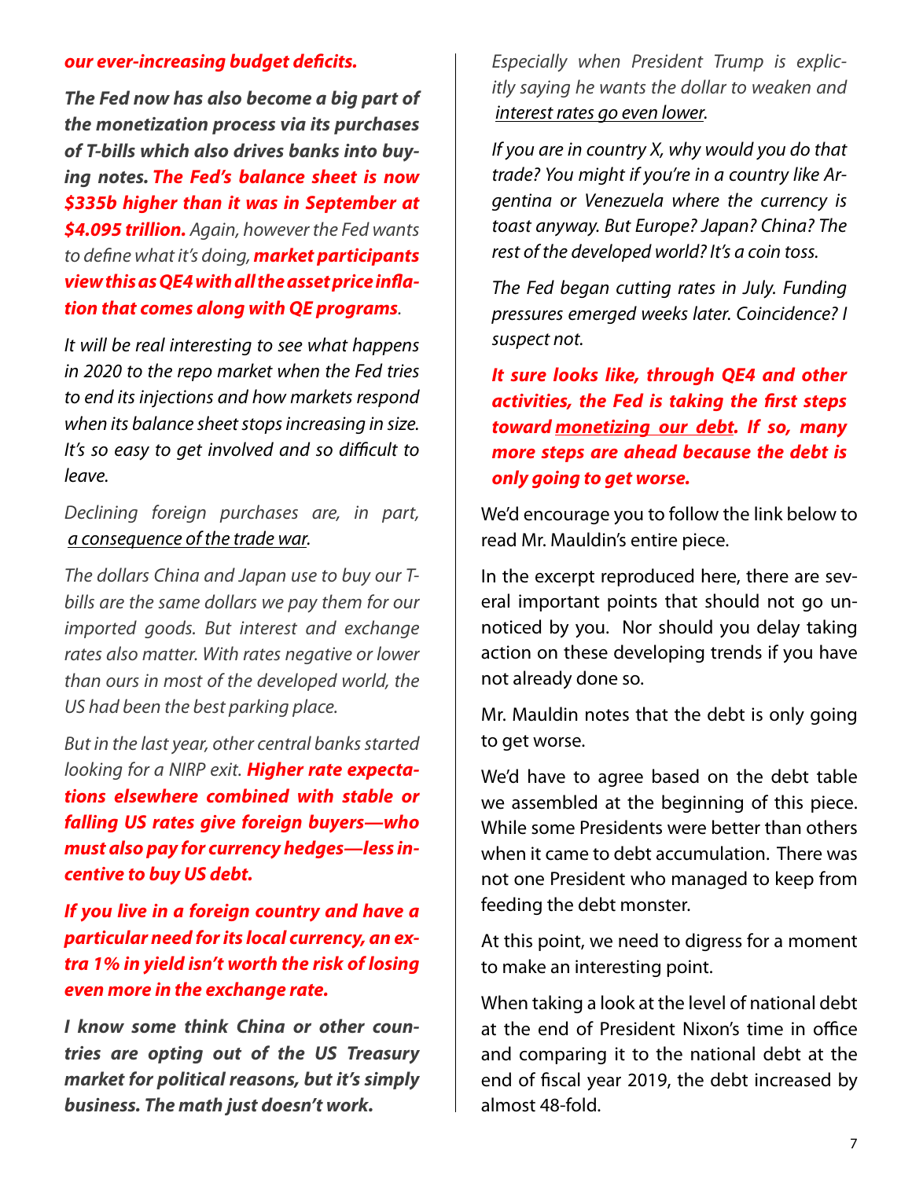***our ever-increasing budget deficits.***

***The Fed now has also become a big part of the monetization process via its purchases of T-bills which also drives banks into buying notes. The Fed's balance sheet is now $335b higher than it was in September at $4.095 trillion.*** *Again, however the Fed wants to define what it's doing,* ***market participants view this as QE4 with all the asset price inflation that comes along with QE programs****.*

*It will be real interesting to see what happens in 2020 to the repo market when the Fed tries to end its injections and how markets respond when its balance sheet stops increasing in size. It's so easy to get involved and so difficult to leave.*

*Declining foreign purchases are, in part, a consequence of the trade war.*

*The dollars China and Japan use to buy our T-bills are the same dollars we pay them for our imported goods. But interest and exchange rates also matter. With rates negative or lower than ours in most of the developed world, the US had been the best parking place.*

*But in the last year, other central banks started looking for a NIRP exit.* ***Higher rate expectations elsewhere combined with stable or falling US rates give foreign buyers—who must also pay for currency hedges—less incentive to buy US debt.***

***If you live in a foreign country and have a particular need for its local currency, an extra 1% in yield isn't worth the risk of losing even more in the exchange rate.***

***I know some think China or other countries are opting out of the US Treasury market for political reasons, but it's simply business. The math just doesn't work.***

*Especially when President Trump is explicitly saying he wants the dollar to weaken and interest rates go even lower.*

*If you are in country X, why would you do that trade? You might if you're in a country like Argentina or Venezuela where the currency is toast anyway. But Europe? Japan? China? The rest of the developed world? It's a coin toss.*

*The Fed began cutting rates in July. Funding pressures emerged weeks later. Coincidence? I suspect not.*

***It sure looks like, through QE4 and other activities, the Fed is taking the first steps toward monetizing our debt. If so, many more steps are ahead because the debt is only going to get worse.***

We'd encourage you to follow the link below to read Mr. Mauldin's entire piece.

In the excerpt reproduced here, there are several important points that should not go unnoticed by you. Nor should you delay taking action on these developing trends if you have not already done so.

Mr. Mauldin notes that the debt is only going to get worse.

We'd have to agree based on the debt table we assembled at the beginning of this piece. While some Presidents were better than others when it came to debt accumulation. There was not one President who managed to keep from feeding the debt monster.

At this point, we need to digress for a moment to make an interesting point.

When taking a look at the level of national debt at the end of President Nixon's time in office and comparing it to the national debt at the end of fiscal year 2019, the debt increased by almost 48-fold.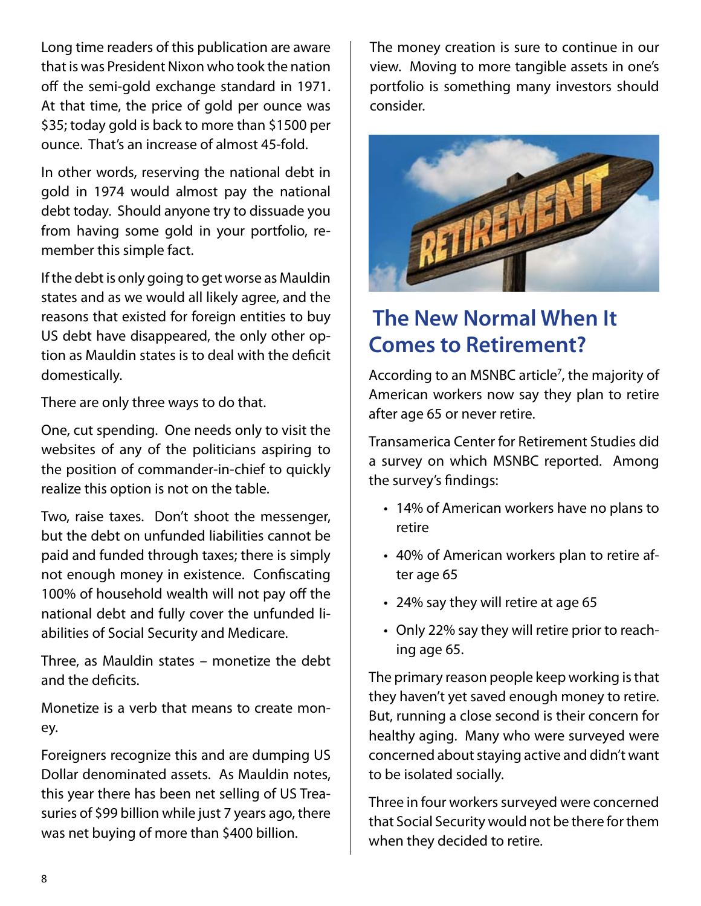Long time readers of this publication are aware that is was President Nixon who took the nation off the semi-gold exchange standard in 1971. At that time, the price of gold per ounce was $35; today gold is back to more than $1500 per ounce. That's an increase of almost 45-fold.

In other words, reserving the national debt in gold in 1974 would almost pay the national debt today. Should anyone try to dissuade you from having some gold in your portfolio, remember this simple fact.

If the debt is only going to get worse as Mauldin states and as we would all likely agree, and the reasons that existed for foreign entities to buy US debt have disappeared, the only other option as Mauldin states is to deal with the deficit domestically.

There are only three ways to do that.

One, cut spending. One needs only to visit the websites of any of the politicians aspiring to the position of commander-in-chief to quickly realize this option is not on the table.

Two, raise taxes. Don't shoot the messenger, but the debt on unfunded liabilities cannot be paid and funded through taxes; there is simply not enough money in existence. Confiscating 100% of household wealth will not pay off the national debt and fully cover the unfunded liabilities of Social Security and Medicare.

Three, as Mauldin states – monetize the debt and the deficits.

Monetize is a verb that means to create money.

Foreigners recognize this and are dumping US Dollar denominated assets. As Mauldin notes, this year there has been net selling of US Treasuries of $99 billion while just 7 years ago, there was net buying of more than $400 billion.

The money creation is sure to continue in our view. Moving to more tangible assets in one's portfolio is something many investors should consider.

## The New Normal When It Comes to Retirement?

According to an MSNBC article[7], the majority of American workers now say they plan to retire after age 65 or never retire.

Transamerica Center for Retirement Studies did a survey on which MSNBC reported. Among the survey's findings:

- 14% of American workers have no plans to retire
- 40% of American workers plan to retire after age 65
- 24% say they will retire at age 65
- Only 22% say they will retire prior to reaching age 65.

The primary reason people keep working is that they haven't yet saved enough money to retire. But, running a close second is their concern for healthy aging. Many who were surveyed were concerned about staying active and didn't want to be isolated socially.

Three in four workers surveyed were concerned that Social Security would not be there for them when they decided to retire.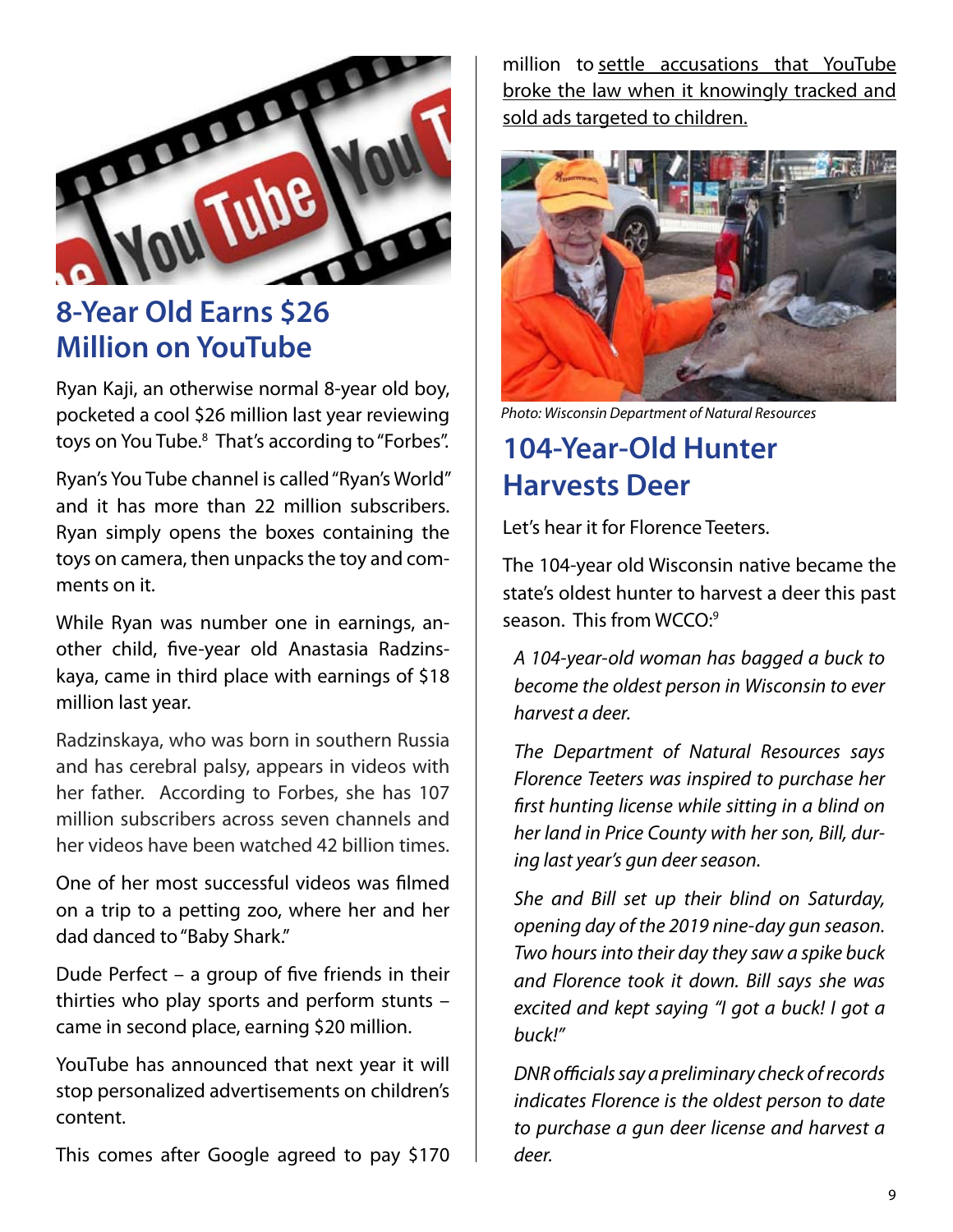## 8-Year Old Earns $26 Million on YouTube

Ryan Kaji, an otherwise normal 8-year old boy, pocketed a cool $26 million last year reviewing toys on You Tube.[8] That's according to "Forbes".

Ryan's You Tube channel is called "Ryan's World" and it has more than 22 million subscribers. Ryan simply opens the boxes containing the toys on camera, then unpacks the toy and comments on it.

While Ryan was number one in earnings, another child, five-year old Anastasia Radzinskaya, came in third place with earnings of $18 million last year.

Radzinskaya, who was born in southern Russia and has cerebral palsy, appears in videos with her father. According to Forbes, she has 107 million subscribers across seven channels and her videos have been watched 42 billion times.

One of her most successful videos was filmed on a trip to a petting zoo, where her and her dad danced to "Baby Shark."

Dude Perfect – a group of five friends in their thirties who play sports and perform stunts – came in second place, earning $20 million.

YouTube has announced that next year it will stop personalized advertisements on children's content.

This comes after Google agreed to pay $170 million to settle accusations that YouTube broke the law when it knowingly tracked and sold ads targeted to children.

Photo: Wisconsin Department of Natural Resources

## 104-Year-Old Hunter Harvests Deer

Let's hear it for Florence Teeters.

The 104-year old Wisconsin native became the state's oldest hunter to harvest a deer this past season. This from WCCO:[9]

> *A 104-year-old woman has bagged a buck to become the oldest person in Wisconsin to ever harvest a deer.*
>
> *The Department of Natural Resources says Florence Teeters was inspired to purchase her first hunting license while sitting in a blind on her land in Price County with her son, Bill, during last year's gun deer season.*
>
> *She and Bill set up their blind on Saturday, opening day of the 2019 nine-day gun season. Two hours into their day they saw a spike buck and Florence took it down. Bill says she was excited and kept saying "I got a buck! I got a buck!"*
>
> *DNR officials say a preliminary check of records indicates Florence is the oldest person to date to purchase a gun deer license and harvest a deer.*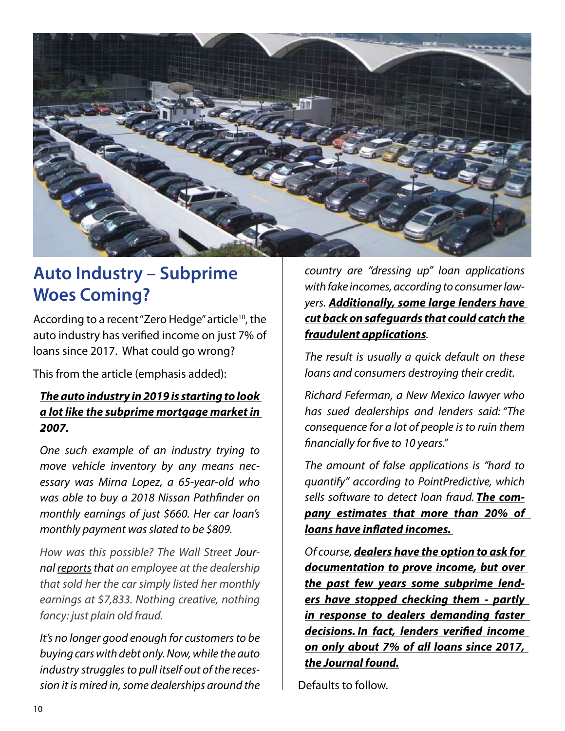## Auto Industry – Subprime Woes Coming?

According to a recent "Zero Hedge" article[10], the auto industry has verified income on just 7% of loans since 2017. What could go wrong?

This from the article (emphasis added):

> ***The auto industry in 2019 is starting to look a lot like the subprime mortgage market in 2007.***
>
> *One such example of an industry trying to move vehicle inventory by any means necessary was Mirna Lopez, a 65-year-old who was able to buy a 2018 Nissan Pathfinder on monthly earnings of just $660. Her car loan's monthly payment was slated to be $809.*
>
> *How was this possible? The Wall Street* Journal reports *that an employee at the dealership that sold her the car simply listed her monthly earnings at $7,833. Nothing creative, nothing fancy: just plain old fraud.*
>
> *It's no longer good enough for customers to be buying cars with debt only. Now, while the auto industry struggles to pull itself out of the recession it is mired in, some dealerships around the country are "dressing up" loan applications with fake incomes, according to consumer lawyers.* ***Additionally, some large lenders have cut back on safeguards that could catch the fraudulent applications****.*
>
> *The result is usually a quick default on these loans and consumers destroying their credit.*
>
> *Richard Feferman, a New Mexico lawyer who has sued dealerships and lenders said: "The consequence for a lot of people is to ruin them financially for five to 10 years."*
>
> *The amount of false applications is "hard to quantify" according to PointPredictive, which sells software to detect loan fraud.* ***The company estimates that more than 20% of loans have inflated incomes.***
>
> *Of course,* ***dealers have the option to ask for documentation to prove income, but over the past few years some subprime lenders have stopped checking them - partly in response to dealers demanding faster decisions. In fact, lenders verified income on only about 7% of all loans since 2017, the Journal found.***

Defaults to follow.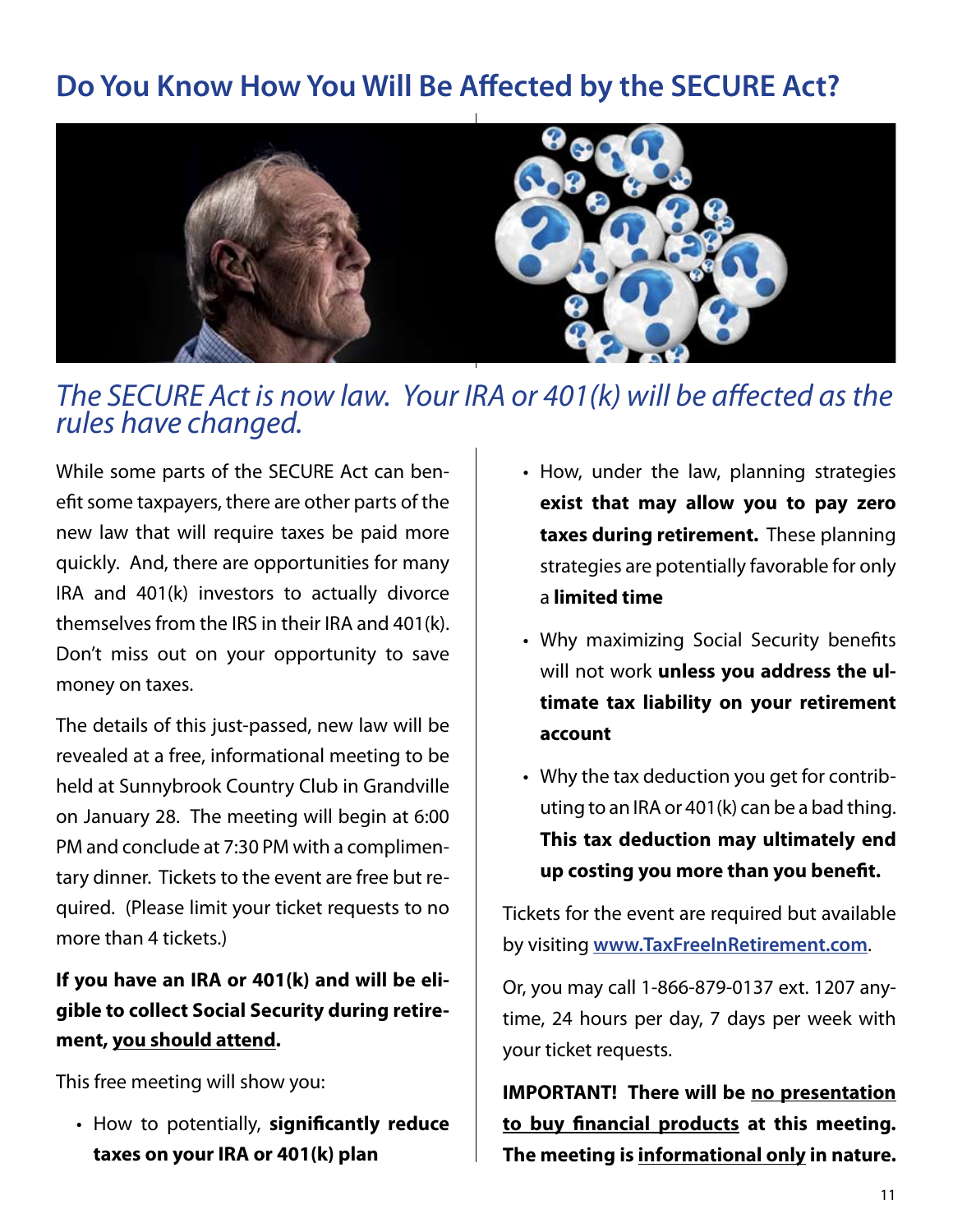# Do You Know How You Will Be Affected by the SECURE Act?

*The SECURE Act is now law. Your IRA or 401(k) will be affected as the rules have changed.*

While some parts of the SECURE Act can benefit some taxpayers, there are other parts of the new law that will require taxes be paid more quickly. And, there are opportunities for many IRA and 401(k) investors to actually divorce themselves from the IRS in their IRA and 401(k). Don't miss out on your opportunity to save money on taxes.

The details of this just-passed, new law will be revealed at a free, informational meeting to be held at Sunnybrook Country Club in Grandville on January 28. The meeting will begin at 6:00 PM and conclude at 7:30 PM with a complimentary dinner. Tickets to the event are free but required. (Please limit your ticket requests to no more than 4 tickets.)

**If you have an IRA or 401(k) and will be eligible to collect Social Security during retirement, <u>you should attend</u>.**

This free meeting will show you:

- How to potentially, **significantly reduce taxes on your IRA or 401(k) plan**
- How, under the law, planning strategies **exist that may allow you to pay zero taxes during retirement.** These planning strategies are potentially favorable for only a **limited time**
- Why maximizing Social Security benefits will not work **unless you address the ultimate tax liability on your retirement account**
- Why the tax deduction you get for contributing to an IRA or 401(k) can be a bad thing. **This tax deduction may ultimately end up costing you more than you benefit.**

Tickets for the event are required but available by visiting **www.TaxFreeInRetirement.com**.

Or, you may call 1-866-879-0137 ext. 1207 anytime, 24 hours per day, 7 days per week with your ticket requests.

**IMPORTANT! There will be <u>no presentation to buy financial products</u> at this meeting. The meeting is <u>informational only</u> in nature.**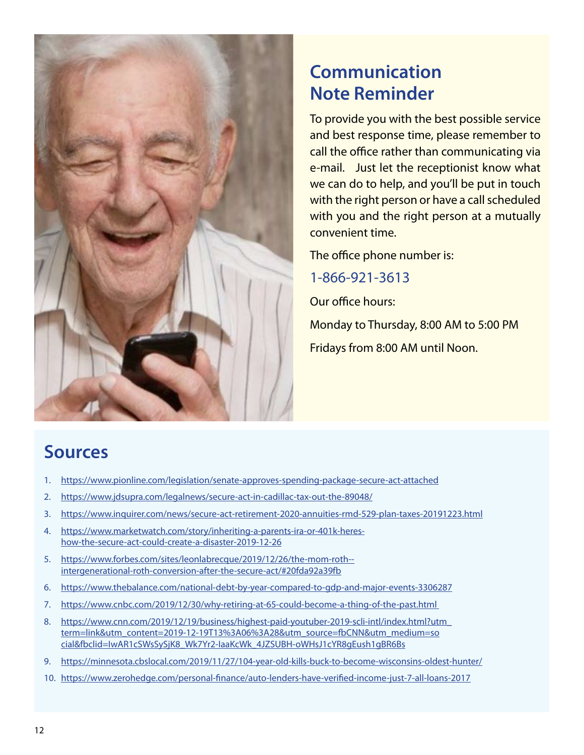## Communication Note Reminder

To provide you with the best possible service and best response time, please remember to call the office rather than communicating via e-mail. Just let the receptionist know what we can do to help, and you'll be put in touch with the right person or have a call scheduled with you and the right person at a mutually convenient time.

The office phone number is:

1-866-921-3613

Our office hours:

Monday to Thursday, 8:00 AM to 5:00 PM

Fridays from 8:00 AM until Noon.

## Sources

1. https://www.pionline.com/legislation/senate-approves-spending-package-secure-act-attached
2. https://www.jdsupra.com/legalnews/secure-act-in-cadillac-tax-out-the-89048/
3. https://www.inquirer.com/news/secure-act-retirement-2020-annuities-rmd-529-plan-taxes-20191223.html
4. https://www.marketwatch.com/story/inheriting-a-parents-ira-or-401k-heres-how-the-secure-act-could-create-a-disaster-2019-12-26
5. https://www.forbes.com/sites/leonlabrecque/2019/12/26/the-mom-roth--intergenerational-roth-conversion-after-the-secure-act/#20fda92a39fb
6. https://www.thebalance.com/national-debt-by-year-compared-to-gdp-and-major-events-3306287
7. https://www.cnbc.com/2019/12/30/why-retiring-at-65-could-become-a-thing-of-the-past.html
8. https://www.cnn.com/2019/12/19/business/highest-paid-youtuber-2019-scli-intl/index.html?utm_term=link&utm_content=2019-12-19T13%3A06%3A28&utm_source=fbCNN&utm_medium=social&fbclid=IwAR1cSWsSySjK8_Wk7Yr2-IaaKcWk_4JZSUBH-oWHsJ1cYR8gEush1gBR6Bs
9. https://minnesota.cbslocal.com/2019/11/27/104-year-old-kills-buck-to-become-wisconsins-oldest-hunter/
10. https://www.zerohedge.com/personal-finance/auto-lenders-have-verified-income-just-7-all-loans-2017